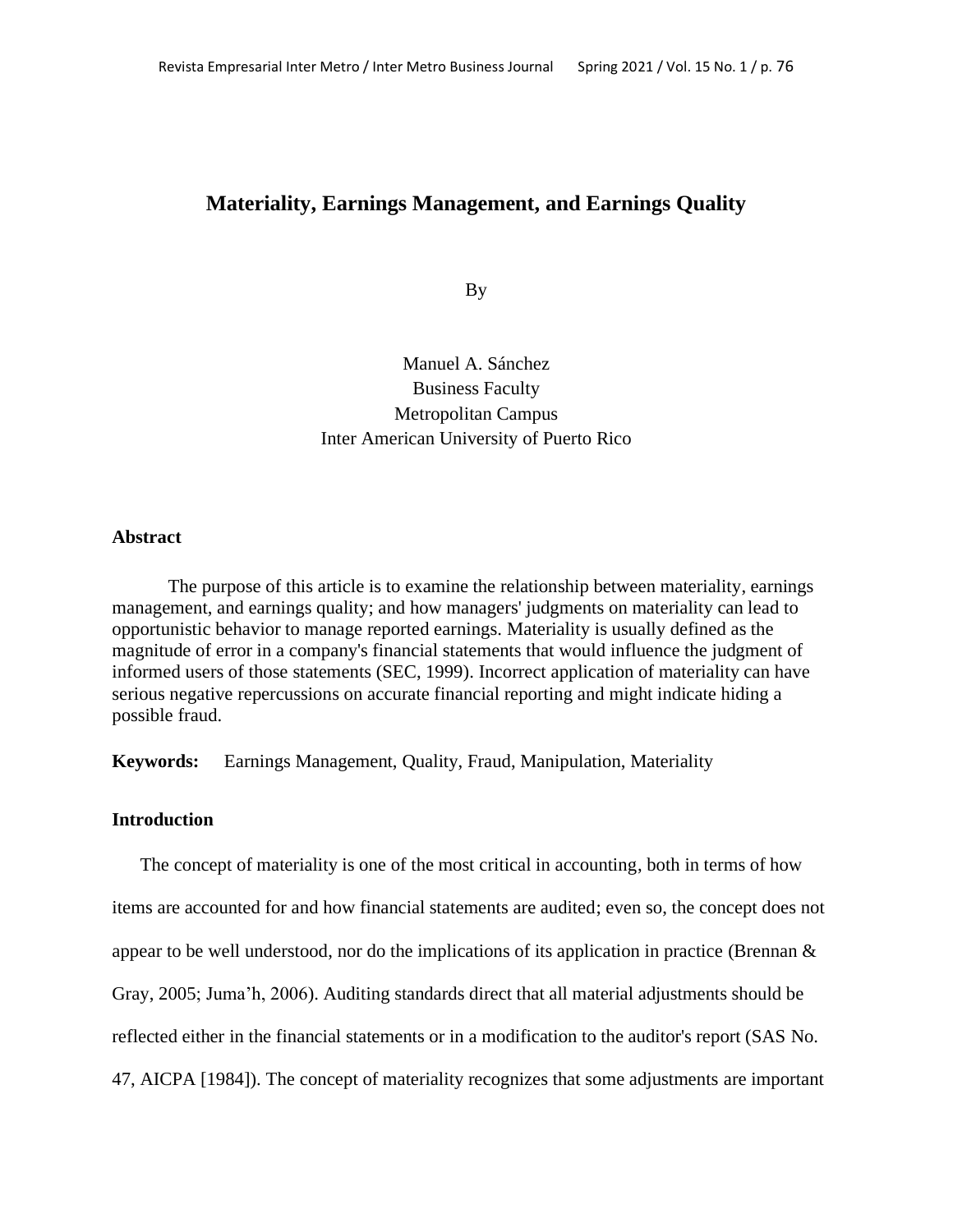# Materiality, Earnings Management, and Earnings Quality

By

Manuel A. Sánchez
Business Faculty
Metropolitan Campus
Inter American University of Puerto Rico

## Abstract

The purpose of this article is to examine the relationship between materiality, earnings management, and earnings quality; and how managers' judgments on materiality can lead to opportunistic behavior to manage reported earnings. Materiality is usually defined as the magnitude of error in a company's financial statements that would influence the judgment of informed users of those statements (SEC, 1999). Incorrect application of materiality can have serious negative repercussions on accurate financial reporting and might indicate hiding a possible fraud.

**Keywords:** Earnings Management, Quality, Fraud, Manipulation, Materiality

## Introduction

The concept of materiality is one of the most critical in accounting, both in terms of how items are accounted for and how financial statements are audited; even so, the concept does not appear to be well understood, nor do the implications of its application in practice (Brennan & Gray, 2005; Juma'h, 2006). Auditing standards direct that all material adjustments should be reflected either in the financial statements or in a modification to the auditor's report (SAS No. 47, AICPA [1984]). The concept of materiality recognizes that some adjustments are important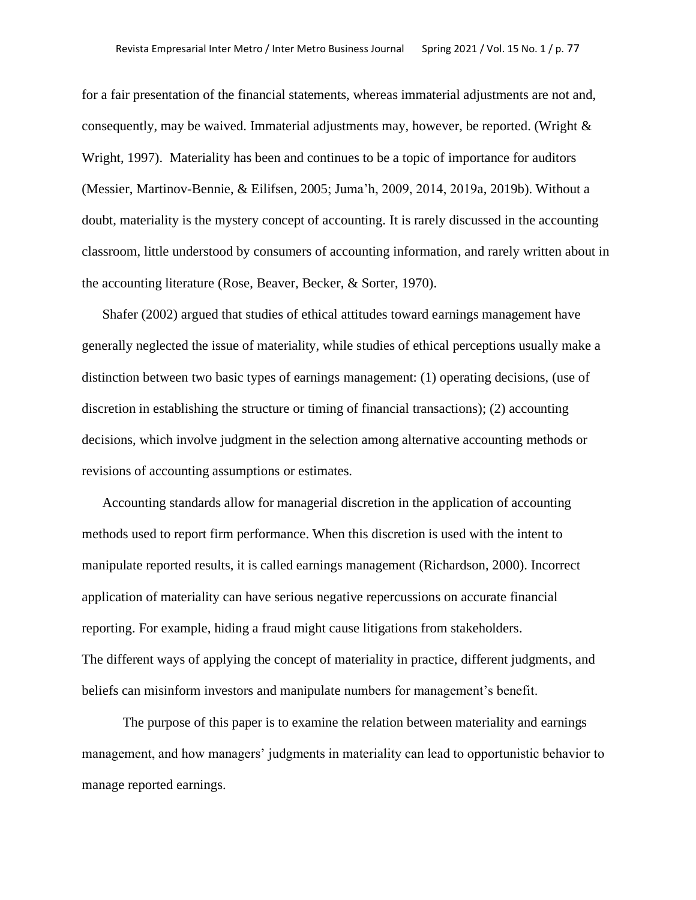for a fair presentation of the financial statements, whereas immaterial adjustments are not and, consequently, may be waived. Immaterial adjustments may, however, be reported. (Wright & Wright, 1997). Materiality has been and continues to be a topic of importance for auditors (Messier, Martinov-Bennie, & Eilifsen, 2005; Juma'h, 2009, 2014, 2019a, 2019b). Without a doubt, materiality is the mystery concept of accounting. It is rarely discussed in the accounting classroom, little understood by consumers of accounting information, and rarely written about in the accounting literature (Rose, Beaver, Becker, & Sorter, 1970).

Shafer (2002) argued that studies of ethical attitudes toward earnings management have generally neglected the issue of materiality, while studies of ethical perceptions usually make a distinction between two basic types of earnings management: (1) operating decisions, (use of discretion in establishing the structure or timing of financial transactions); (2) accounting decisions, which involve judgment in the selection among alternative accounting methods or revisions of accounting assumptions or estimates.

Accounting standards allow for managerial discretion in the application of accounting methods used to report firm performance. When this discretion is used with the intent to manipulate reported results, it is called earnings management (Richardson, 2000). Incorrect application of materiality can have serious negative repercussions on accurate financial reporting. For example, hiding a fraud might cause litigations from stakeholders. The different ways of applying the concept of materiality in practice, different judgments, and beliefs can misinform investors and manipulate numbers for management's benefit.

The purpose of this paper is to examine the relation between materiality and earnings management, and how managers' judgments in materiality can lead to opportunistic behavior to manage reported earnings.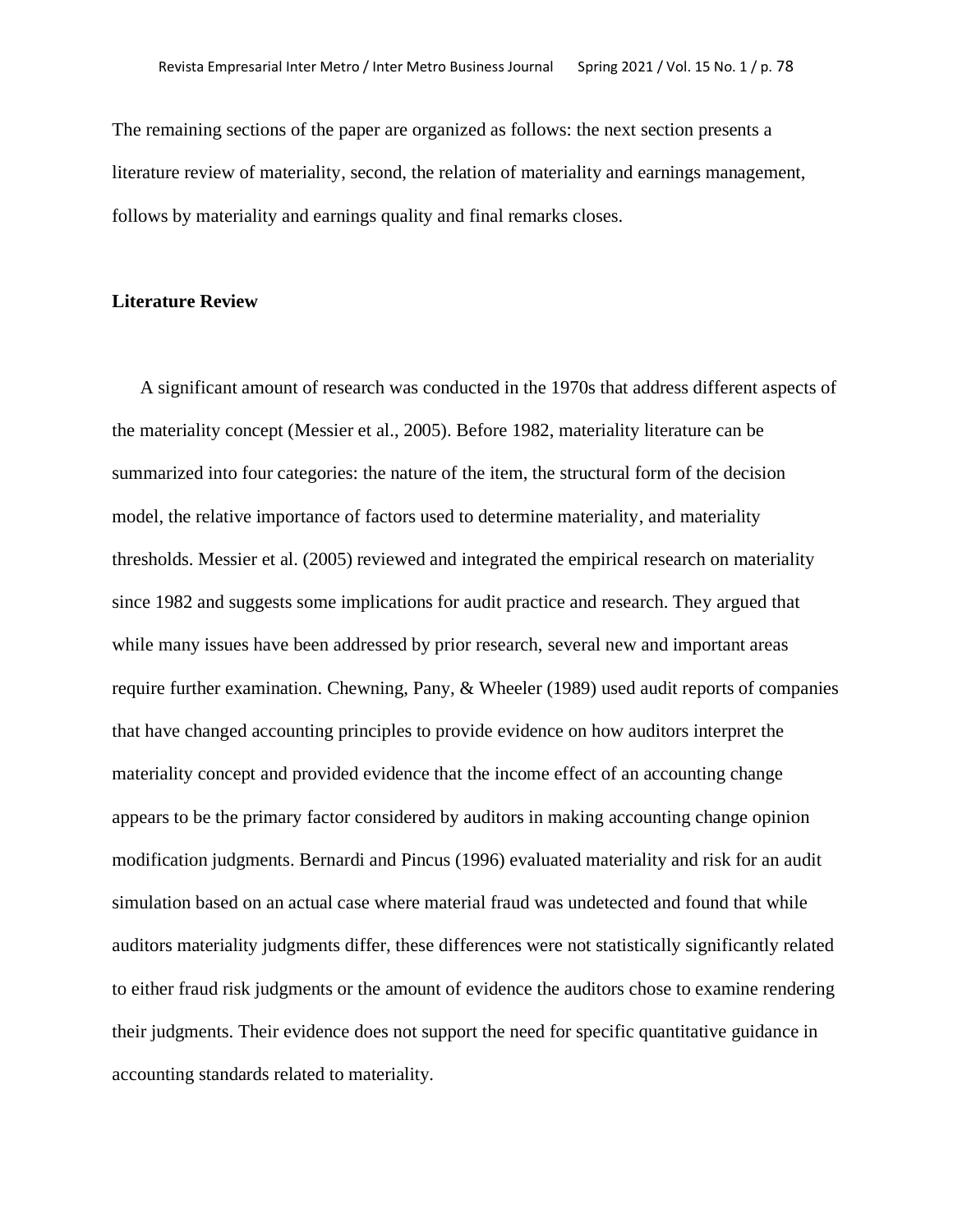The remaining sections of the paper are organized as follows: the next section presents a literature review of materiality, second, the relation of materiality and earnings management, follows by materiality and earnings quality and final remarks closes.

## Literature Review

A significant amount of research was conducted in the 1970s that address different aspects of the materiality concept (Messier et al., 2005). Before 1982, materiality literature can be summarized into four categories: the nature of the item, the structural form of the decision model, the relative importance of factors used to determine materiality, and materiality thresholds. Messier et al. (2005) reviewed and integrated the empirical research on materiality since 1982 and suggests some implications for audit practice and research. They argued that while many issues have been addressed by prior research, several new and important areas require further examination. Chewning, Pany, & Wheeler (1989) used audit reports of companies that have changed accounting principles to provide evidence on how auditors interpret the materiality concept and provided evidence that the income effect of an accounting change appears to be the primary factor considered by auditors in making accounting change opinion modification judgments. Bernardi and Pincus (1996) evaluated materiality and risk for an audit simulation based on an actual case where material fraud was undetected and found that while auditors materiality judgments differ, these differences were not statistically significantly related to either fraud risk judgments or the amount of evidence the auditors chose to examine rendering their judgments. Their evidence does not support the need for specific quantitative guidance in accounting standards related to materiality.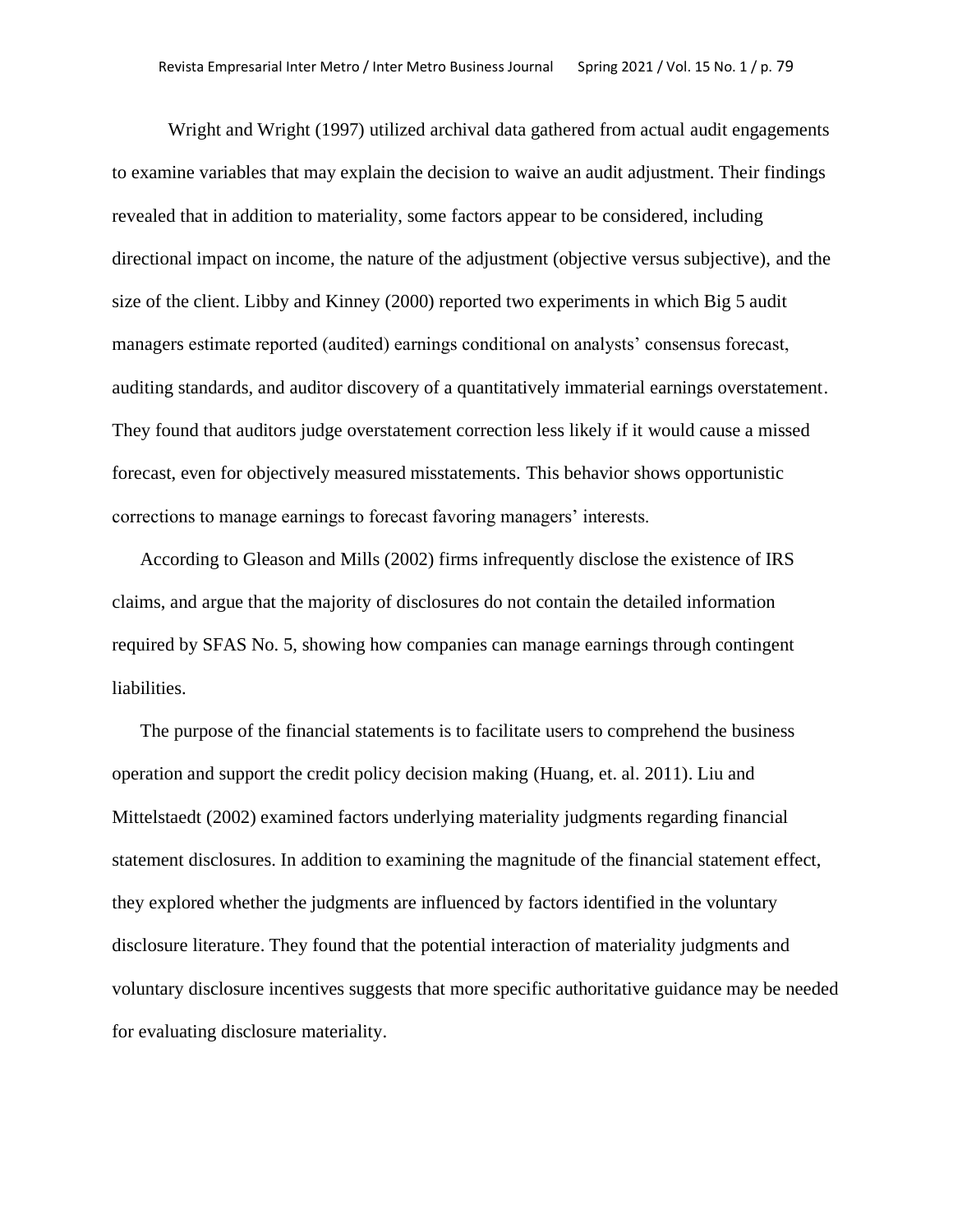Wright and Wright (1997) utilized archival data gathered from actual audit engagements to examine variables that may explain the decision to waive an audit adjustment. Their findings revealed that in addition to materiality, some factors appear to be considered, including directional impact on income, the nature of the adjustment (objective versus subjective), and the size of the client. Libby and Kinney (2000) reported two experiments in which Big 5 audit managers estimate reported (audited) earnings conditional on analysts' consensus forecast, auditing standards, and auditor discovery of a quantitatively immaterial earnings overstatement. They found that auditors judge overstatement correction less likely if it would cause a missed forecast, even for objectively measured misstatements. This behavior shows opportunistic corrections to manage earnings to forecast favoring managers' interests.

According to Gleason and Mills (2002) firms infrequently disclose the existence of IRS claims, and argue that the majority of disclosures do not contain the detailed information required by SFAS No. 5, showing how companies can manage earnings through contingent liabilities.

The purpose of the financial statements is to facilitate users to comprehend the business operation and support the credit policy decision making (Huang, et. al. 2011). Liu and Mittelstaedt (2002) examined factors underlying materiality judgments regarding financial statement disclosures. In addition to examining the magnitude of the financial statement effect, they explored whether the judgments are influenced by factors identified in the voluntary disclosure literature. They found that the potential interaction of materiality judgments and voluntary disclosure incentives suggests that more specific authoritative guidance may be needed for evaluating disclosure materiality.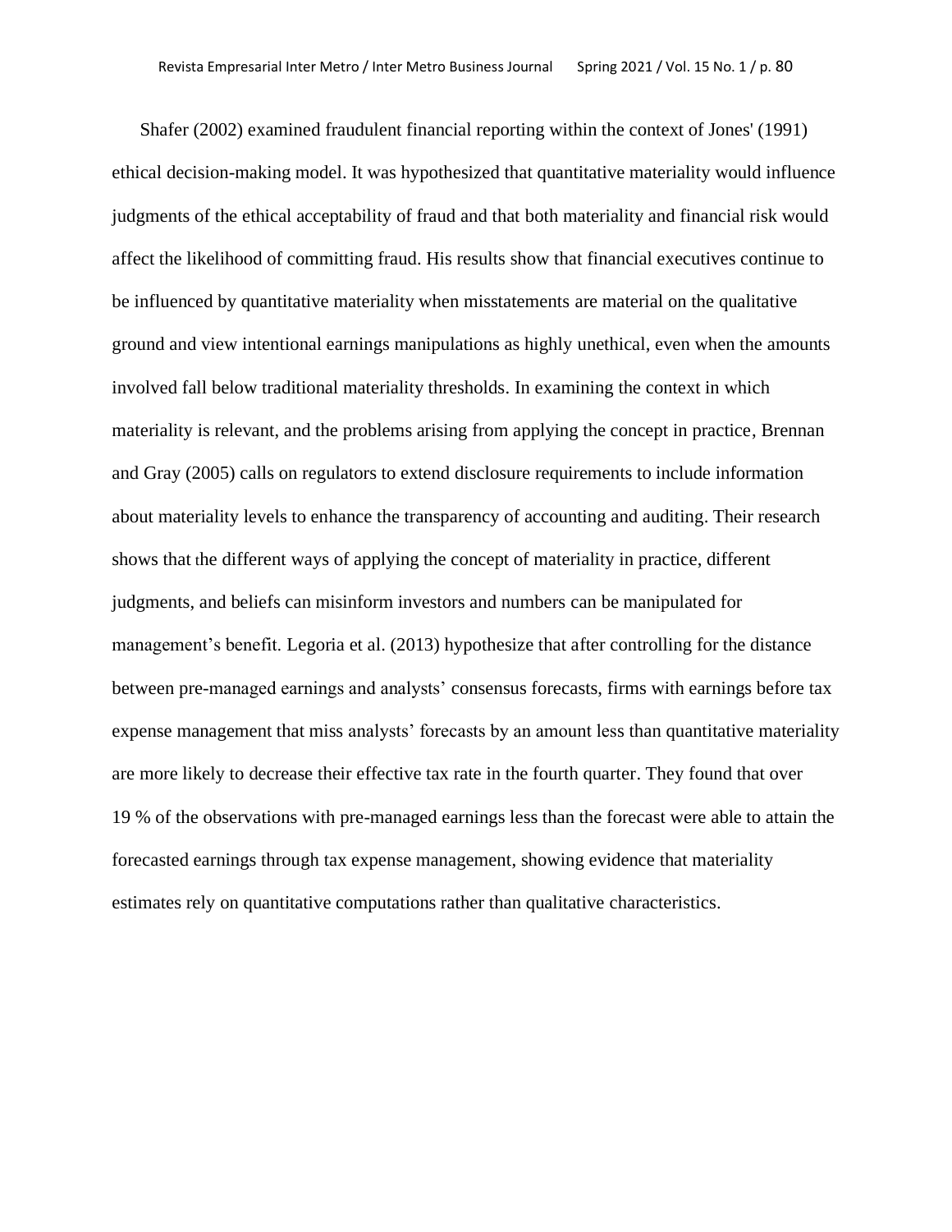Shafer (2002) examined fraudulent financial reporting within the context of Jones' (1991) ethical decision-making model. It was hypothesized that quantitative materiality would influence judgments of the ethical acceptability of fraud and that both materiality and financial risk would affect the likelihood of committing fraud. His results show that financial executives continue to be influenced by quantitative materiality when misstatements are material on the qualitative ground and view intentional earnings manipulations as highly unethical, even when the amounts involved fall below traditional materiality thresholds. In examining the context in which materiality is relevant, and the problems arising from applying the concept in practice, Brennan and Gray (2005) calls on regulators to extend disclosure requirements to include information about materiality levels to enhance the transparency of accounting and auditing. Their research shows that the different ways of applying the concept of materiality in practice, different judgments, and beliefs can misinform investors and numbers can be manipulated for management's benefit. Legoria et al. (2013) hypothesize that after controlling for the distance between pre-managed earnings and analysts' consensus forecasts, firms with earnings before tax expense management that miss analysts' forecasts by an amount less than quantitative materiality are more likely to decrease their effective tax rate in the fourth quarter. They found that over 19 % of the observations with pre-managed earnings less than the forecast were able to attain the forecasted earnings through tax expense management, showing evidence that materiality estimates rely on quantitative computations rather than qualitative characteristics.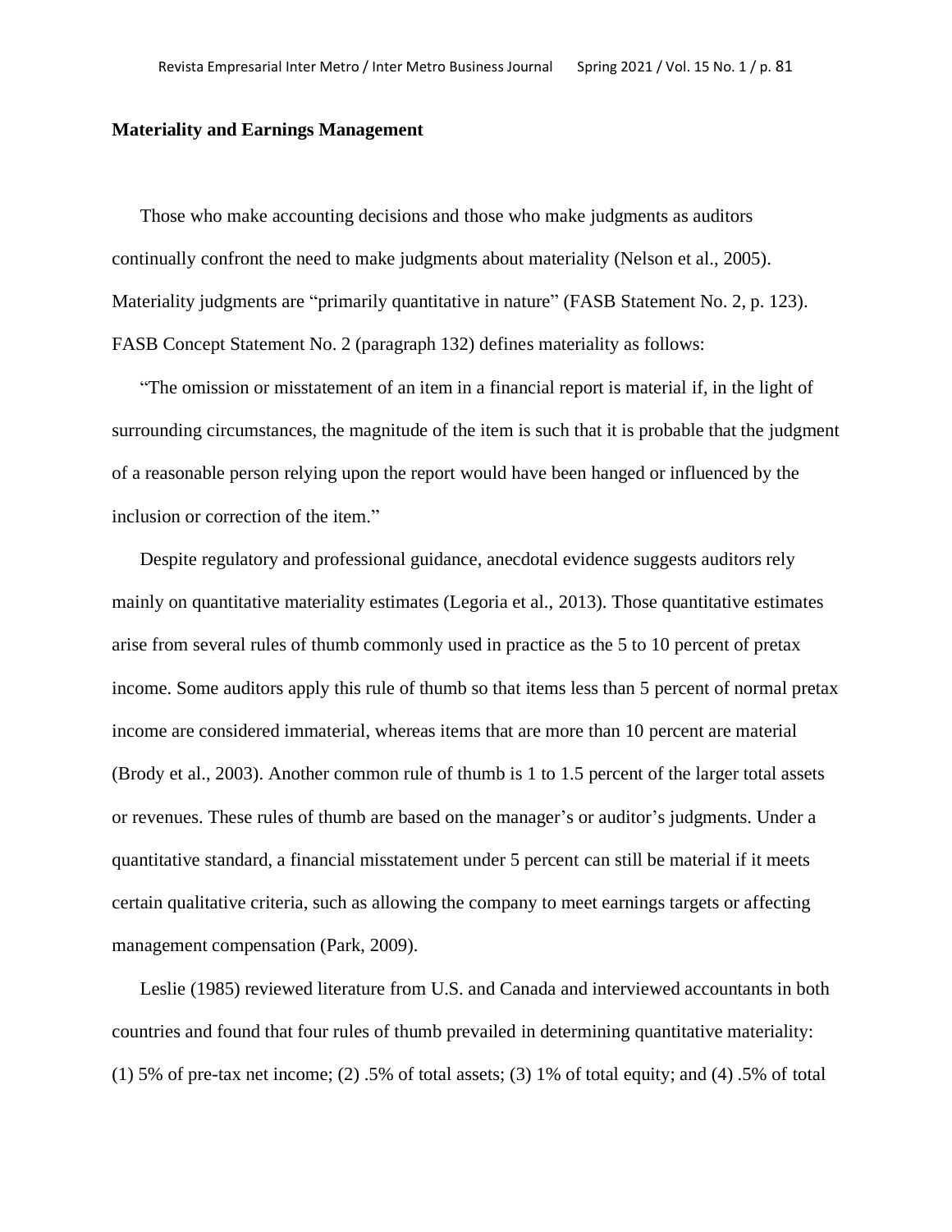**Materiality and Earnings Management**

Those who make accounting decisions and those who make judgments as auditors continually confront the need to make judgments about materiality (Nelson et al., 2005). Materiality judgments are "primarily quantitative in nature" (FASB Statement No. 2, p. 123). FASB Concept Statement No. 2 (paragraph 132) defines materiality as follows:

"The omission or misstatement of an item in a financial report is material if, in the light of surrounding circumstances, the magnitude of the item is such that it is probable that the judgment of a reasonable person relying upon the report would have been hanged or influenced by the inclusion or correction of the item."

Despite regulatory and professional guidance, anecdotal evidence suggests auditors rely mainly on quantitative materiality estimates (Legoria et al., 2013). Those quantitative estimates arise from several rules of thumb commonly used in practice as the 5 to 10 percent of pretax income. Some auditors apply this rule of thumb so that items less than 5 percent of normal pretax income are considered immaterial, whereas items that are more than 10 percent are material (Brody et al., 2003). Another common rule of thumb is 1 to 1.5 percent of the larger total assets or revenues. These rules of thumb are based on the manager's or auditor's judgments. Under a quantitative standard, a financial misstatement under 5 percent can still be material if it meets certain qualitative criteria, such as allowing the company to meet earnings targets or affecting management compensation (Park, 2009).

Leslie (1985) reviewed literature from U.S. and Canada and interviewed accountants in both countries and found that four rules of thumb prevailed in determining quantitative materiality: (1) 5% of pre-tax net income; (2) .5% of total assets; (3) 1% of total equity; and (4) .5% of total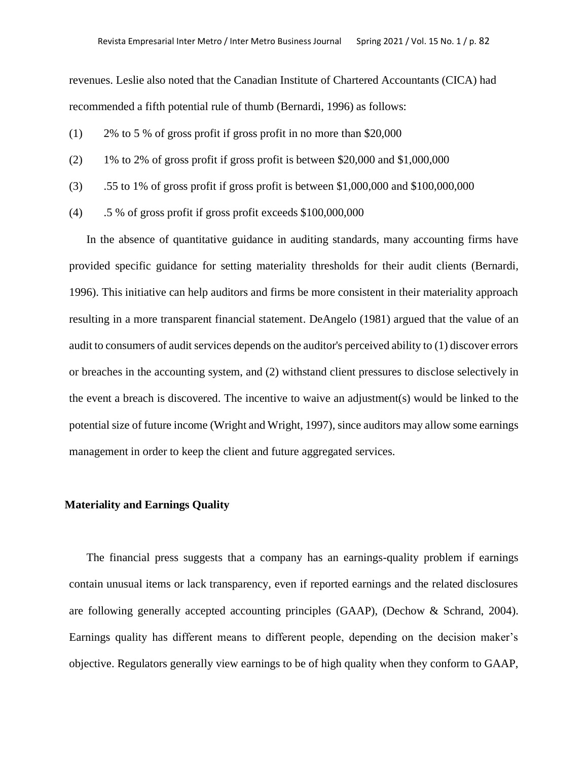revenues. Leslie also noted that the Canadian Institute of Chartered Accountants (CICA) had recommended a fifth potential rule of thumb (Bernardi, 1996) as follows:

(1) 2% to 5 % of gross profit if gross profit in no more than $20,000

(2) 1% to 2% of gross profit if gross profit is between $20,000 and $1,000,000

(3) .55 to 1% of gross profit if gross profit is between $1,000,000 and $100,000,000

(4) .5 % of gross profit if gross profit exceeds $100,000,000

In the absence of quantitative guidance in auditing standards, many accounting firms have provided specific guidance for setting materiality thresholds for their audit clients (Bernardi, 1996). This initiative can help auditors and firms be more consistent in their materiality approach resulting in a more transparent financial statement. DeAngelo (1981) argued that the value of an audit to consumers of audit services depends on the auditor's perceived ability to (1) discover errors or breaches in the accounting system, and (2) withstand client pressures to disclose selectively in the event a breach is discovered. The incentive to waive an adjustment(s) would be linked to the potential size of future income (Wright and Wright, 1997), since auditors may allow some earnings management in order to keep the client and future aggregated services.

## Materiality and Earnings Quality

The financial press suggests that a company has an earnings-quality problem if earnings contain unusual items or lack transparency, even if reported earnings and the related disclosures are following generally accepted accounting principles (GAAP), (Dechow & Schrand, 2004). Earnings quality has different means to different people, depending on the decision maker's objective. Regulators generally view earnings to be of high quality when they conform to GAAP,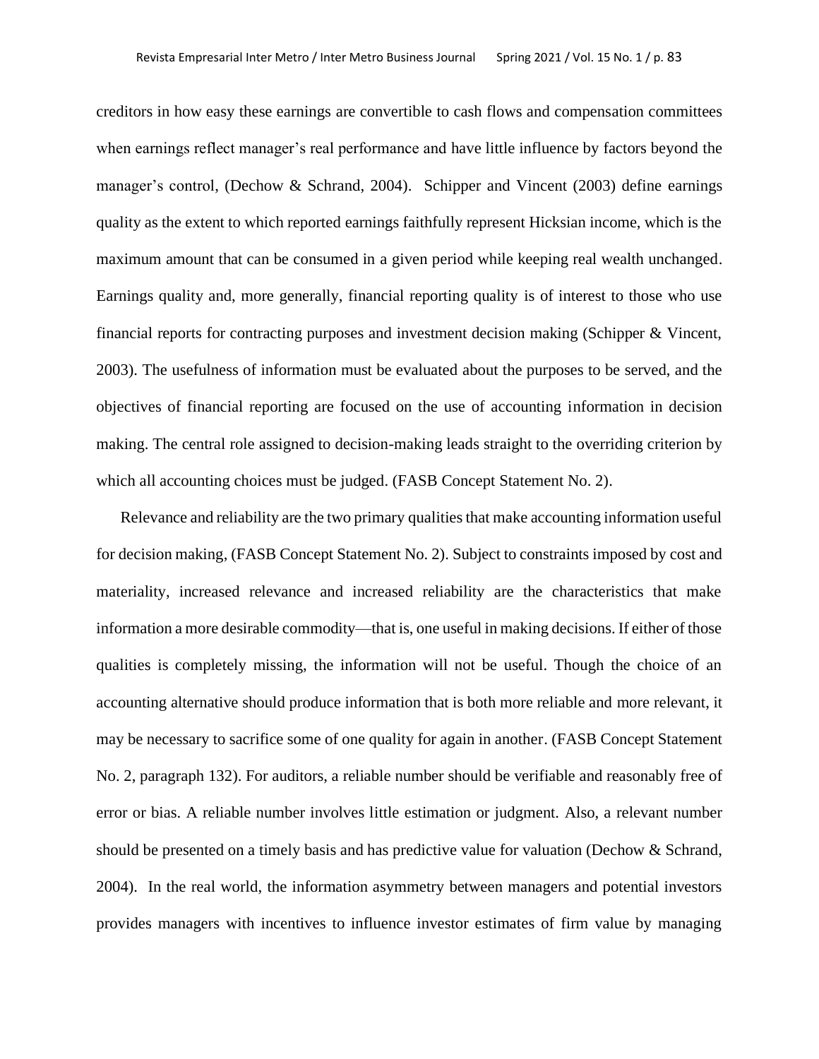creditors in how easy these earnings are convertible to cash flows and compensation committees when earnings reflect manager's real performance and have little influence by factors beyond the manager's control, (Dechow & Schrand, 2004). Schipper and Vincent (2003) define earnings quality as the extent to which reported earnings faithfully represent Hicksian income, which is the maximum amount that can be consumed in a given period while keeping real wealth unchanged. Earnings quality and, more generally, financial reporting quality is of interest to those who use financial reports for contracting purposes and investment decision making (Schipper & Vincent, 2003). The usefulness of information must be evaluated about the purposes to be served, and the objectives of financial reporting are focused on the use of accounting information in decision making. The central role assigned to decision-making leads straight to the overriding criterion by which all accounting choices must be judged. (FASB Concept Statement No. 2).

Relevance and reliability are the two primary qualities that make accounting information useful for decision making, (FASB Concept Statement No. 2). Subject to constraints imposed by cost and materiality, increased relevance and increased reliability are the characteristics that make information a more desirable commodity—that is, one useful in making decisions. If either of those qualities is completely missing, the information will not be useful. Though the choice of an accounting alternative should produce information that is both more reliable and more relevant, it may be necessary to sacrifice some of one quality for again in another. (FASB Concept Statement No. 2, paragraph 132). For auditors, a reliable number should be verifiable and reasonably free of error or bias. A reliable number involves little estimation or judgment. Also, a relevant number should be presented on a timely basis and has predictive value for valuation (Dechow & Schrand, 2004). In the real world, the information asymmetry between managers and potential investors provides managers with incentives to influence investor estimates of firm value by managing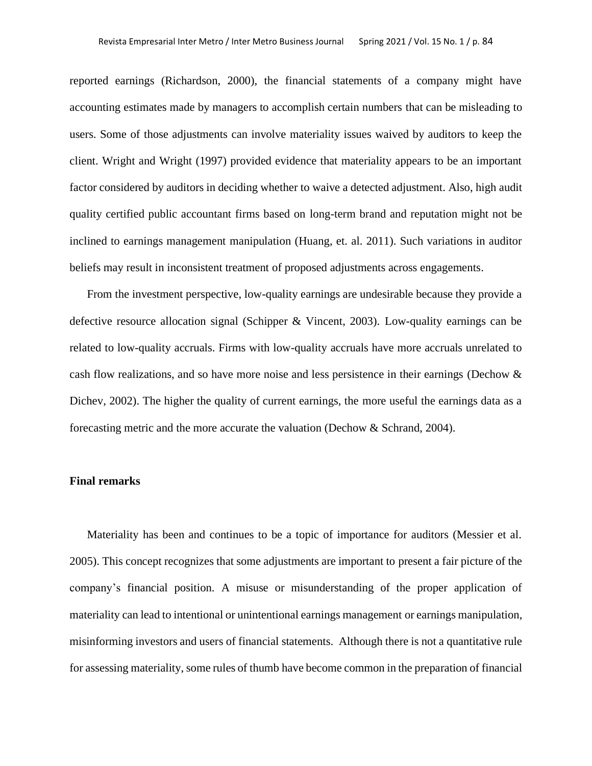reported earnings (Richardson, 2000), the financial statements of a company might have accounting estimates made by managers to accomplish certain numbers that can be misleading to users. Some of those adjustments can involve materiality issues waived by auditors to keep the client. Wright and Wright (1997) provided evidence that materiality appears to be an important factor considered by auditors in deciding whether to waive a detected adjustment. Also, high audit quality certified public accountant firms based on long-term brand and reputation might not be inclined to earnings management manipulation (Huang, et. al. 2011). Such variations in auditor beliefs may result in inconsistent treatment of proposed adjustments across engagements.

From the investment perspective, low-quality earnings are undesirable because they provide a defective resource allocation signal (Schipper & Vincent, 2003). Low-quality earnings can be related to low-quality accruals. Firms with low-quality accruals have more accruals unrelated to cash flow realizations, and so have more noise and less persistence in their earnings (Dechow & Dichev, 2002). The higher the quality of current earnings, the more useful the earnings data as a forecasting metric and the more accurate the valuation (Dechow & Schrand, 2004).

## Final remarks

Materiality has been and continues to be a topic of importance for auditors (Messier et al. 2005). This concept recognizes that some adjustments are important to present a fair picture of the company's financial position. A misuse or misunderstanding of the proper application of materiality can lead to intentional or unintentional earnings management or earnings manipulation, misinforming investors and users of financial statements. Although there is not a quantitative rule for assessing materiality, some rules of thumb have become common in the preparation of financial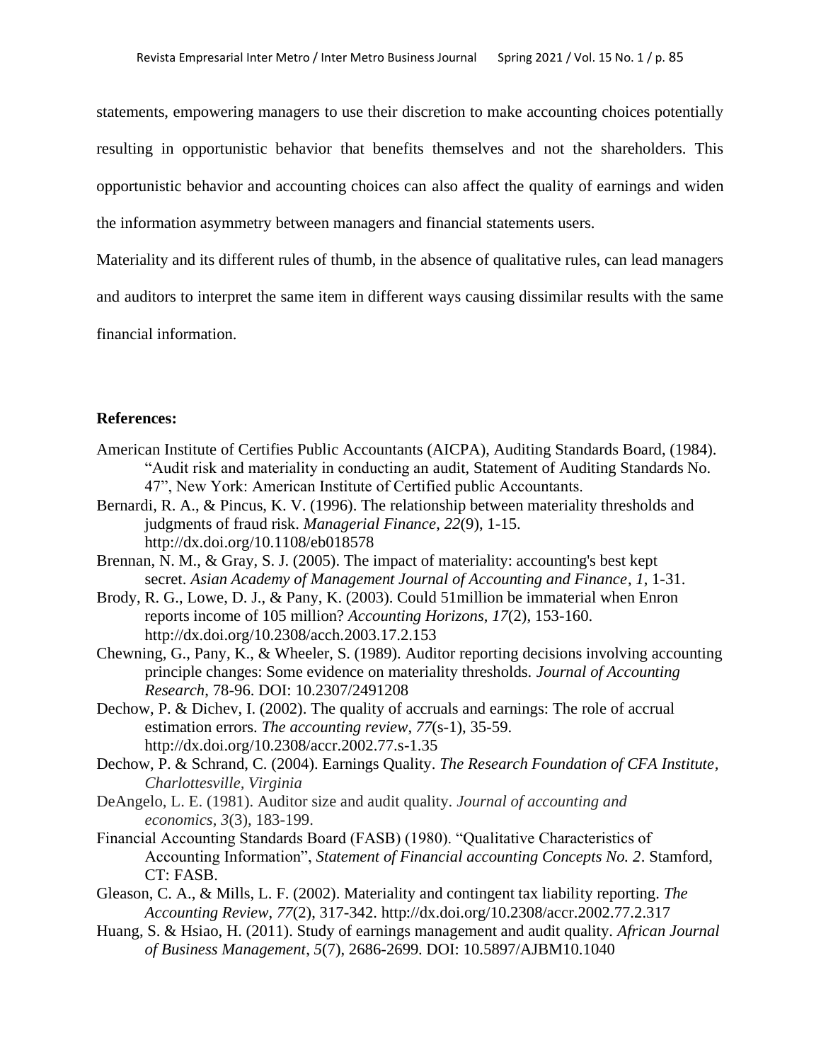statements, empowering managers to use their discretion to make accounting choices potentially resulting in opportunistic behavior that benefits themselves and not the shareholders. This opportunistic behavior and accounting choices can also affect the quality of earnings and widen the information asymmetry between managers and financial statements users.

Materiality and its different rules of thumb, in the absence of qualitative rules, can lead managers and auditors to interpret the same item in different ways causing dissimilar results with the same financial information.

**References:**

American Institute of Certifies Public Accountants (AICPA), Auditing Standards Board, (1984). "Audit risk and materiality in conducting an audit, Statement of Auditing Standards No. 47", New York: American Institute of Certified public Accountants.

Bernardi, R. A., & Pincus, K. V. (1996). The relationship between materiality thresholds and judgments of fraud risk. *Managerial Finance*, *22*(9), 1-15. http://dx.doi.org/10.1108/eb018578

Brennan, N. M., & Gray, S. J. (2005). The impact of materiality: accounting's best kept secret. *Asian Academy of Management Journal of Accounting and Finance*, *1*, 1-31.

Brody, R. G., Lowe, D. J., & Pany, K. (2003). Could 51million be immaterial when Enron reports income of 105 million? *Accounting Horizons*, *17*(2), 153-160. http://dx.doi.org/10.2308/acch.2003.17.2.153

Chewning, G., Pany, K., & Wheeler, S. (1989). Auditor reporting decisions involving accounting principle changes: Some evidence on materiality thresholds. *Journal of Accounting Research*, 78-96. DOI: 10.2307/2491208

Dechow, P. & Dichev, I. (2002). The quality of accruals and earnings: The role of accrual estimation errors. *The accounting review*, *77*(s-1), 35-59. http://dx.doi.org/10.2308/accr.2002.77.s-1.35

Dechow, P. & Schrand, C. (2004). Earnings Quality. *The Research Foundation of CFA Institute, Charlottesville, Virginia*

DeAngelo, L. E. (1981). Auditor size and audit quality. *Journal of accounting and economics*, *3*(3), 183-199.

Financial Accounting Standards Board (FASB) (1980). "Qualitative Characteristics of Accounting Information", *Statement of Financial accounting Concepts No. 2*. Stamford, CT: FASB.

Gleason, C. A., & Mills, L. F. (2002). Materiality and contingent tax liability reporting. *The Accounting Review*, *77*(2), 317-342. http://dx.doi.org/10.2308/accr.2002.77.2.317

Huang, S. & Hsiao, H. (2011). Study of earnings management and audit quality. *African Journal of Business Management*, *5*(7), 2686-2699. DOI: 10.5897/AJBM10.1040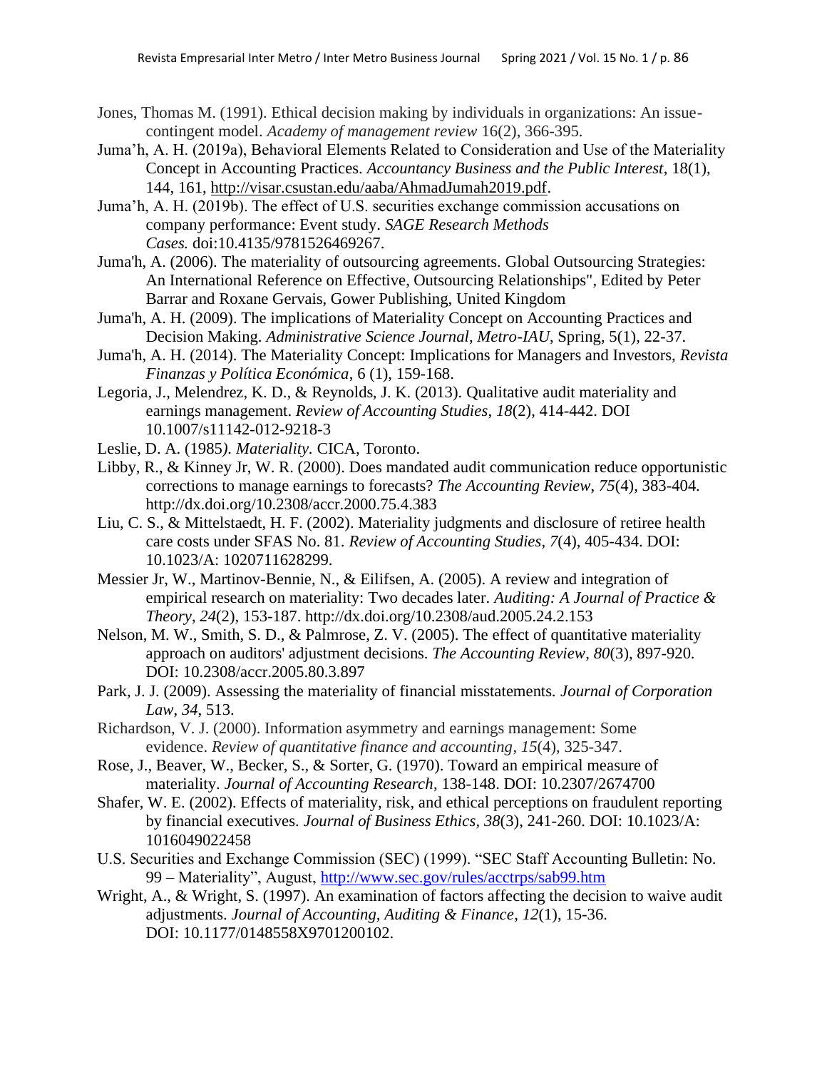Jones, Thomas M. (1991). Ethical decision making by individuals in organizations: An issue-contingent model. *Academy of management review* 16(2), 366-395.

Juma'h, A. H. (2019a), Behavioral Elements Related to Consideration and Use of the Materiality Concept in Accounting Practices. *Accountancy Business and the Public Interest*, 18(1), 144, 161, http://visar.csustan.edu/aaba/AhmadJumah2019.pdf.

Juma'h, A. H. (2019b). The effect of U.S. securities exchange commission accusations on company performance: Event study. *SAGE Research Methods Cases.* doi:10.4135/9781526469267.

Juma'h, A. (2006). The materiality of outsourcing agreements. Global Outsourcing Strategies: An International Reference on Effective, Outsourcing Relationships", Edited by Peter Barrar and Roxane Gervais, Gower Publishing, United Kingdom

Juma'h, A. H. (2009). The implications of Materiality Concept on Accounting Practices and Decision Making. *Administrative Science Journal, Metro-IAU*, Spring, 5(1), 22-37.

Juma'h, A. H. (2014). The Materiality Concept: Implications for Managers and Investors, *Revista Finanzas y Política Económica*, 6 (1), 159-168.

Legoria, J., Melendrez, K. D., & Reynolds, J. K. (2013). Qualitative audit materiality and earnings management. *Review of Accounting Studies*, *18*(2), 414-442. DOI 10.1007/s11142-012-9218-3

Leslie, D. A. (1985*). Materiality.* CICA, Toronto.

Libby, R., & Kinney Jr, W. R. (2000). Does mandated audit communication reduce opportunistic corrections to manage earnings to forecasts? *The Accounting Review*, *75*(4), 383-404. http://dx.doi.org/10.2308/accr.2000.75.4.383

Liu, C. S., & Mittelstaedt, H. F. (2002). Materiality judgments and disclosure of retiree health care costs under SFAS No. 81. *Review of Accounting Studies*, *7*(4), 405-434. DOI: 10.1023/A: 1020711628299.

Messier Jr, W., Martinov-Bennie, N., & Eilifsen, A. (2005). A review and integration of empirical research on materiality: Two decades later. *Auditing: A Journal of Practice & Theory*, *24*(2), 153-187. http://dx.doi.org/10.2308/aud.2005.24.2.153

Nelson, M. W., Smith, S. D., & Palmrose, Z. V. (2005). The effect of quantitative materiality approach on auditors' adjustment decisions. *The Accounting Review*, *80*(3), 897-920. DOI: 10.2308/accr.2005.80.3.897

Park, J. J. (2009). Assessing the materiality of financial misstatements. *Journal of Corporation Law*, *34*, 513.

Richardson, V. J. (2000). Information asymmetry and earnings management: Some evidence. *Review of quantitative finance and accounting*, *15*(4), 325-347.

Rose, J., Beaver, W., Becker, S., & Sorter, G. (1970). Toward an empirical measure of materiality. *Journal of Accounting Research*, 138-148. DOI: 10.2307/2674700

Shafer, W. E. (2002). Effects of materiality, risk, and ethical perceptions on fraudulent reporting by financial executives. *Journal of Business Ethics*, *38*(3), 241-260. DOI: 10.1023/A: 1016049022458

U.S. Securities and Exchange Commission (SEC) (1999). "SEC Staff Accounting Bulletin: No. 99 – Materiality", August, http://www.sec.gov/rules/acctrps/sab99.htm

Wright, A., & Wright, S. (1997). An examination of factors affecting the decision to waive audit adjustments. *Journal of Accounting, Auditing & Finance*, *12*(1), 15-36. DOI: 10.1177/0148558X9701200102.